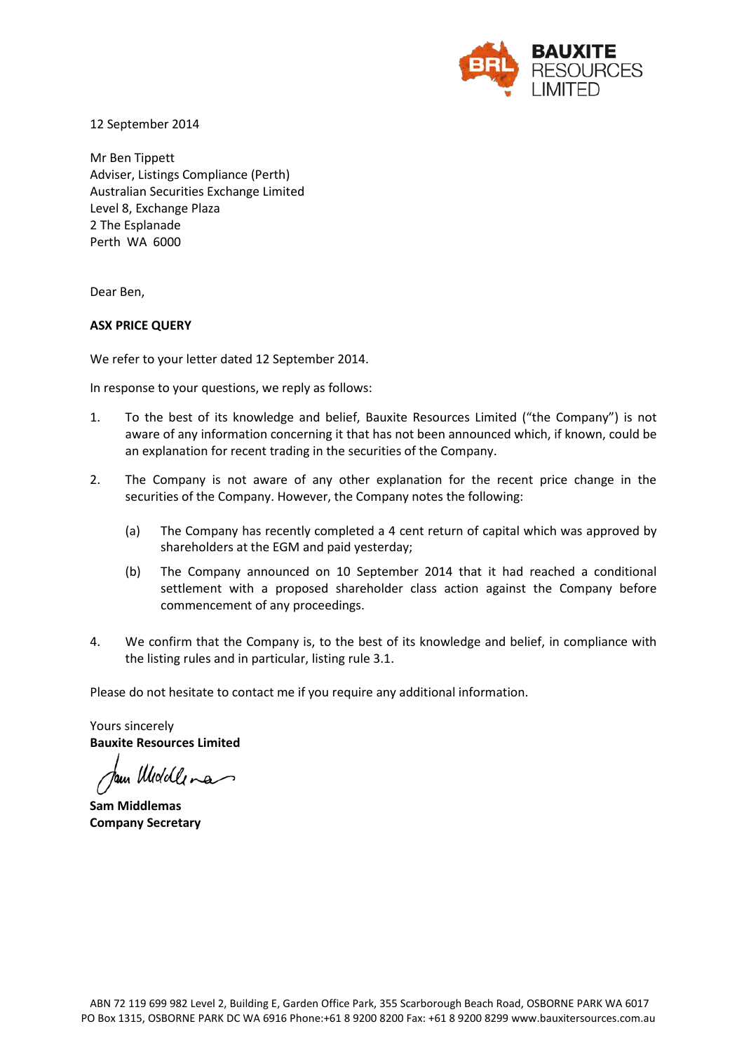**BAUXITE RESOURCES LIMITED**

12 September 2014

Mr Ben Tippett
Adviser, Listings Compliance (Perth)
Australian Securities Exchange Limited
Level 8, Exchange Plaza
2 The Esplanade
Perth WA 6000

Dear Ben,

**ASX PRICE QUERY**

We refer to your letter dated 12 September 2014.

In response to your questions, we reply as follows:

1. To the best of its knowledge and belief, Bauxite Resources Limited ("the Company") is not aware of any information concerning it that has not been announced which, if known, could be an explanation for recent trading in the securities of the Company.

2. The Company is not aware of any other explanation for the recent price change in the securities of the Company. However, the Company notes the following:

   (a) The Company has recently completed a 4 cent return of capital which was approved by shareholders at the EGM and paid yesterday;

   (b) The Company announced on 10 September 2014 that it had reached a conditional settlement with a proposed shareholder class action against the Company before commencement of any proceedings.

4. We confirm that the Company is, to the best of its knowledge and belief, in compliance with the listing rules and in particular, listing rule 3.1.

Please do not hesitate to contact me if you require any additional information.

Yours sincerely
**Bauxite Resources Limited**

**Sam Middlemas**
**Company Secretary**

ABN 72 119 699 982 Level 2, Building E, Garden Office Park, 355 Scarborough Beach Road, OSBORNE PARK WA 6017
PO Box 1315, OSBORNE PARK DC WA 6916 Phone:+61 8 9200 8200 Fax: +61 8 9200 8299 www.bauxitersources.com.au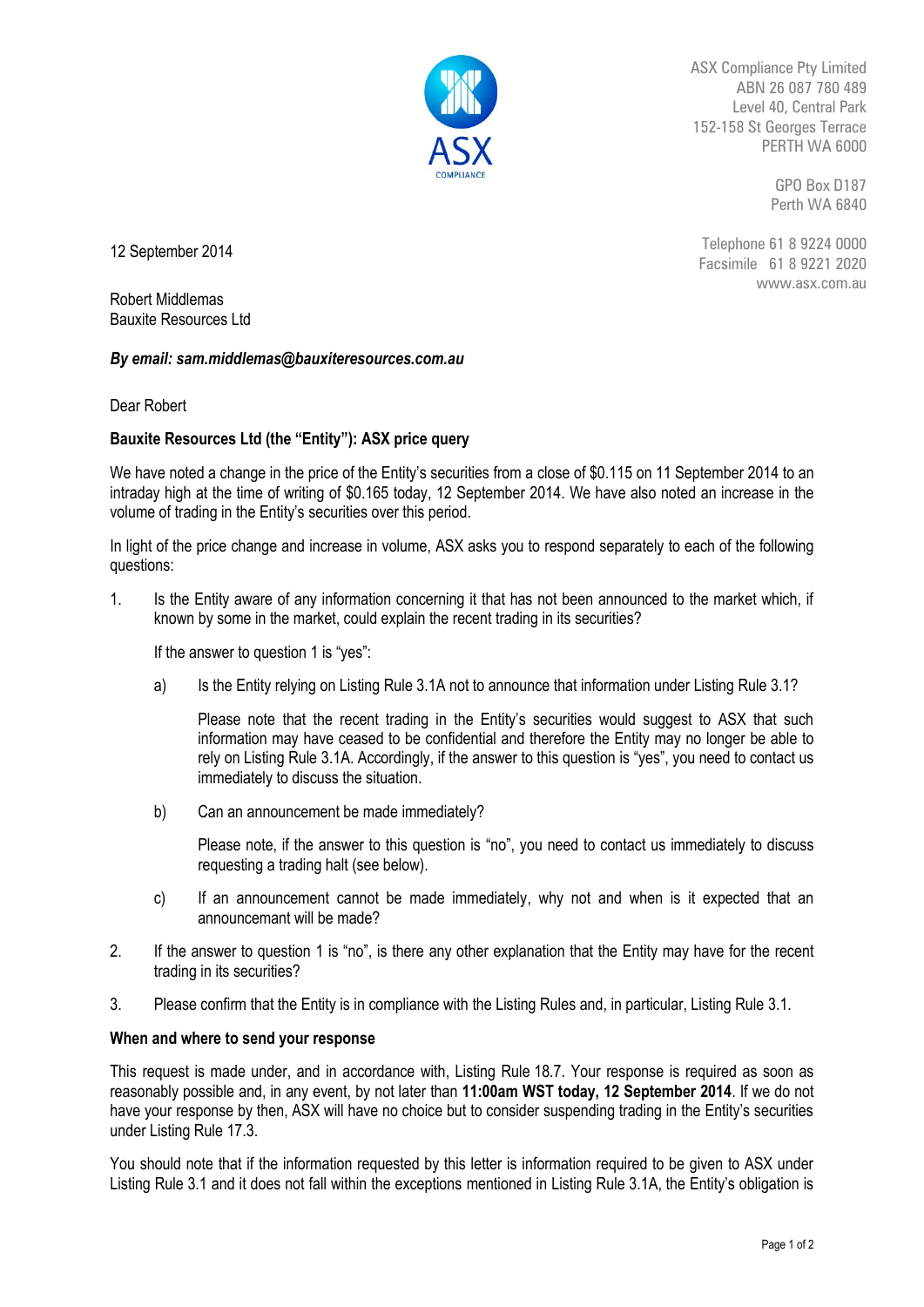ASX Compliance Pty Limited
ABN 26 087 780 489
Level 40, Central Park
152-158 St Georges Terrace
PERTH WA 6000

GPO Box D187
Perth WA 6840

Telephone 61 8 9224 0000
Facsimile 61 8 9221 2020
www.asx.com.au

12 September 2014

Robert Middlemas
Bauxite Resources Ltd

***By email: sam.middlemas@bauxiteresources.com.au***

Dear Robert

**Bauxite Resources Ltd (the "Entity"): ASX price query**

We have noted a change in the price of the Entity's securities from a close of $0.115 on 11 September 2014 to an intraday high at the time of writing of $0.165 today, 12 September 2014. We have also noted an increase in the volume of trading in the Entity's securities over this period.

In light of the price change and increase in volume, ASX asks you to respond separately to each of the following questions:

1. Is the Entity aware of any information concerning it that has not been announced to the market which, if known by some in the market, could explain the recent trading in its securities?

   If the answer to question 1 is "yes":

   a) Is the Entity relying on Listing Rule 3.1A not to announce that information under Listing Rule 3.1?

      Please note that the recent trading in the Entity's securities would suggest to ASX that such information may have ceased to be confidential and therefore the Entity may no longer be able to rely on Listing Rule 3.1A. Accordingly, if the answer to this question is "yes", you need to contact us immediately to discuss the situation.

   b) Can an announcement be made immediately?

      Please note, if the answer to this question is "no", you need to contact us immediately to discuss requesting a trading halt (see below).

   c) If an announcement cannot be made immediately, why not and when is it expected that an announcemant will be made?

2. If the answer to question 1 is "no", is there any other explanation that the Entity may have for the recent trading in its securities?

3. Please confirm that the Entity is in compliance with the Listing Rules and, in particular, Listing Rule 3.1.

**When and where to send your response**

This request is made under, and in accordance with, Listing Rule 18.7. Your response is required as soon as reasonably possible and, in any event, by not later than **11:00am WST today, 12 September 2014**. If we do not have your response by then, ASX will have no choice but to consider suspending trading in the Entity's securities under Listing Rule 17.3.

You should note that if the information requested by this letter is information required to be given to ASX under Listing Rule 3.1 and it does not fall within the exceptions mentioned in Listing Rule 3.1A, the Entity's obligation is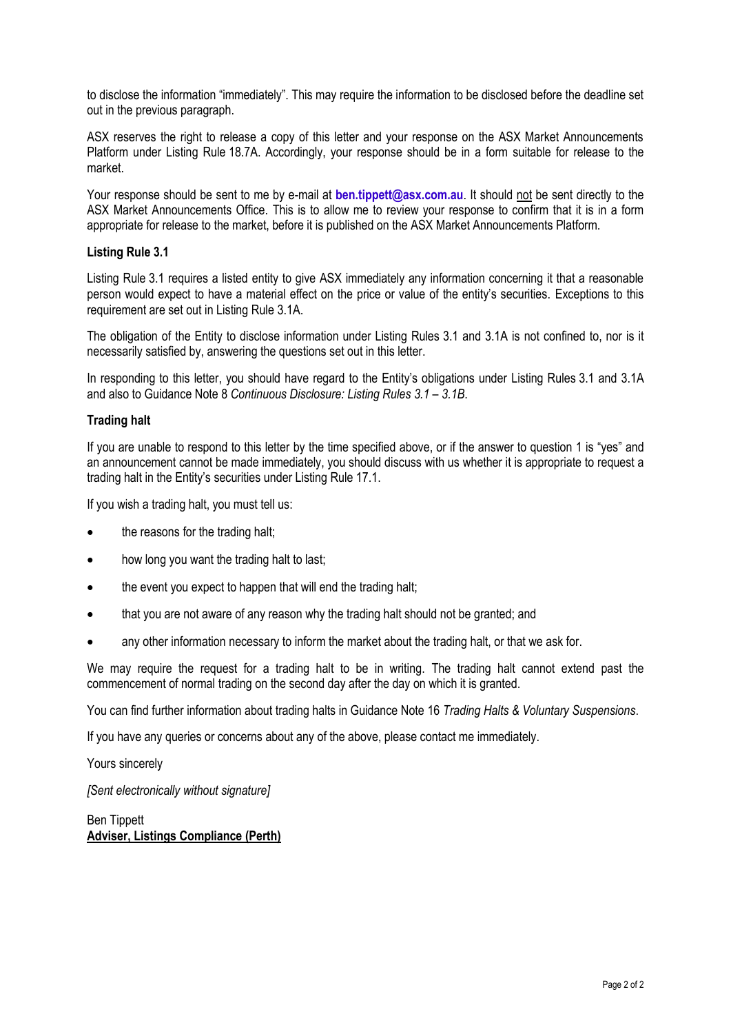to disclose the information "immediately". This may require the information to be disclosed before the deadline set out in the previous paragraph.

ASX reserves the right to release a copy of this letter and your response on the ASX Market Announcements Platform under Listing Rule 18.7A. Accordingly, your response should be in a form suitable for release to the market.

Your response should be sent to me by e-mail at **ben.tippett@asx.com.au**. It should not be sent directly to the ASX Market Announcements Office. This is to allow me to review your response to confirm that it is in a form appropriate for release to the market, before it is published on the ASX Market Announcements Platform.

**Listing Rule 3.1**

Listing Rule 3.1 requires a listed entity to give ASX immediately any information concerning it that a reasonable person would expect to have a material effect on the price or value of the entity's securities. Exceptions to this requirement are set out in Listing Rule 3.1A.

The obligation of the Entity to disclose information under Listing Rules 3.1 and 3.1A is not confined to, nor is it necessarily satisfied by, answering the questions set out in this letter.

In responding to this letter, you should have regard to the Entity's obligations under Listing Rules 3.1 and 3.1A and also to Guidance Note 8 *Continuous Disclosure: Listing Rules 3.1 – 3.1B*.

**Trading halt**

If you are unable to respond to this letter by the time specified above, or if the answer to question 1 is "yes" and an announcement cannot be made immediately, you should discuss with us whether it is appropriate to request a trading halt in the Entity's securities under Listing Rule 17.1.

If you wish a trading halt, you must tell us:

- the reasons for the trading halt;
- how long you want the trading halt to last;
- the event you expect to happen that will end the trading halt;
- that you are not aware of any reason why the trading halt should not be granted; and
- any other information necessary to inform the market about the trading halt, or that we ask for.

We may require the request for a trading halt to be in writing. The trading halt cannot extend past the commencement of normal trading on the second day after the day on which it is granted.

You can find further information about trading halts in Guidance Note 16 *Trading Halts & Voluntary Suspensions*.

If you have any queries or concerns about any of the above, please contact me immediately.

Yours sincerely

*[Sent electronically without signature]*

Ben Tippett
**Adviser, Listings Compliance (Perth)**